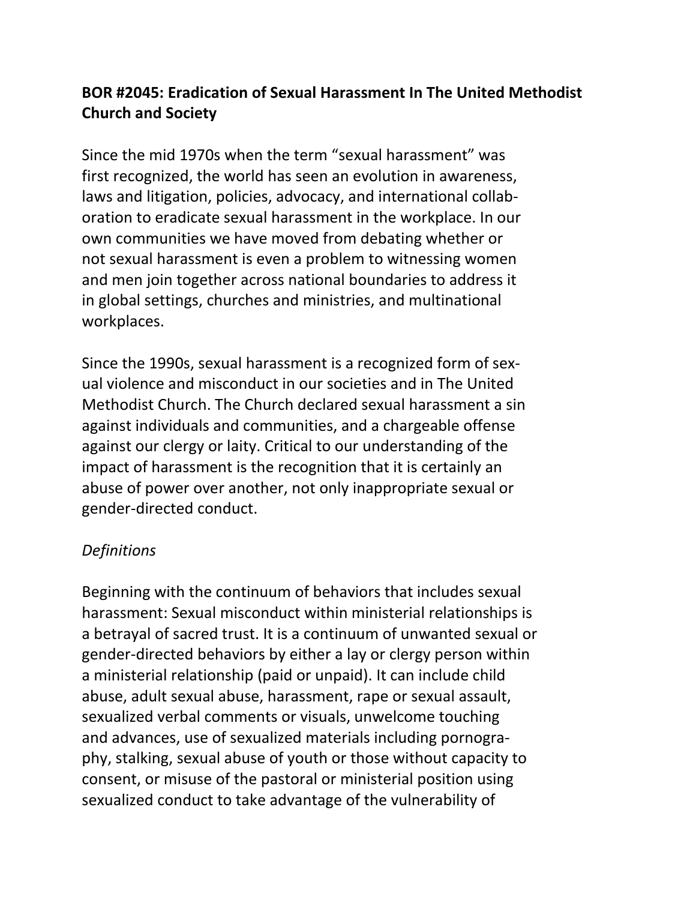**BOR #2045: Eradication of Sexual Harassment In The United Methodist Church and Society**

Since the mid 1970s when the term "sexual harassment" was first recognized, the world has seen an evolution in awareness, laws and litigation, policies, advocacy, and international collaboration to eradicate sexual harassment in the workplace. In our own communities we have moved from debating whether or not sexual harassment is even a problem to witnessing women and men join together across national boundaries to address it in global settings, churches and ministries, and multinational workplaces.

Since the 1990s, sexual harassment is a recognized form of sexual violence and misconduct in our societies and in The United Methodist Church. The Church declared sexual harassment a sin against individuals and communities, and a chargeable offense against our clergy or laity. Critical to our understanding of the impact of harassment is the recognition that it is certainly an abuse of power over another, not only inappropriate sexual or gender-directed conduct.

*Definitions*

Beginning with the continuum of behaviors that includes sexual harassment: Sexual misconduct within ministerial relationships is a betrayal of sacred trust. It is a continuum of unwanted sexual or gender-directed behaviors by either a lay or clergy person within a ministerial relationship (paid or unpaid). It can include child abuse, adult sexual abuse, harassment, rape or sexual assault, sexualized verbal comments or visuals, unwelcome touching and advances, use of sexualized materials including pornography, stalking, sexual abuse of youth or those without capacity to consent, or misuse of the pastoral or ministerial position using sexualized conduct to take advantage of the vulnerability of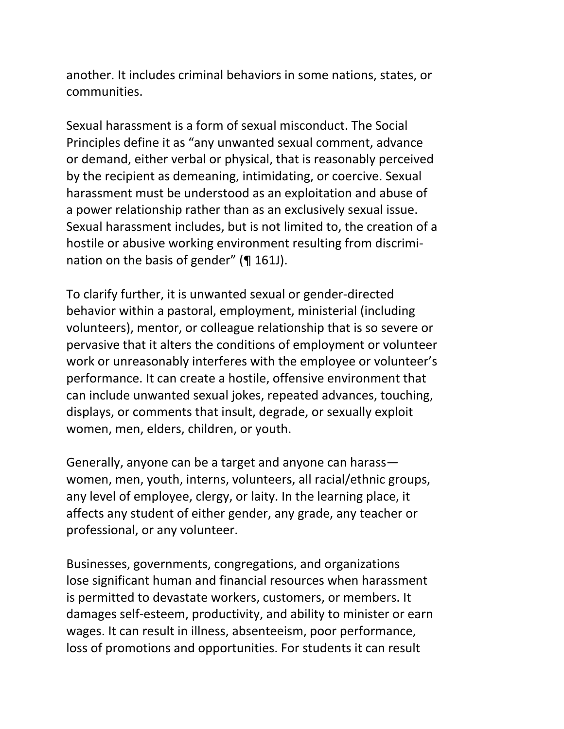another. It includes criminal behaviors in some nations, states, or communities.

Sexual harassment is a form of sexual misconduct. The Social Principles define it as "any unwanted sexual comment, advance or demand, either verbal or physical, that is reasonably perceived by the recipient as demeaning, intimidating, or coercive. Sexual harassment must be understood as an exploitation and abuse of a power relationship rather than as an exclusively sexual issue. Sexual harassment includes, but is not limited to, the creation of a hostile or abusive working environment resulting from discrimination on the basis of gender" (¶ 161J).

To clarify further, it is unwanted sexual or gender-directed behavior within a pastoral, employment, ministerial (including volunteers), mentor, or colleague relationship that is so severe or pervasive that it alters the conditions of employment or volunteer work or unreasonably interferes with the employee or volunteer's performance. It can create a hostile, offensive environment that can include unwanted sexual jokes, repeated advances, touching, displays, or comments that insult, degrade, or sexually exploit women, men, elders, children, or youth.

Generally, anyone can be a target and anyone can harass—women, men, youth, interns, volunteers, all racial/ethnic groups, any level of employee, clergy, or laity. In the learning place, it affects any student of either gender, any grade, any teacher or professional, or any volunteer.

Businesses, governments, congregations, and organizations lose significant human and financial resources when harassment is permitted to devastate workers, customers, or members. It damages self-esteem, productivity, and ability to minister or earn wages. It can result in illness, absenteeism, poor performance, loss of promotions and opportunities. For students it can result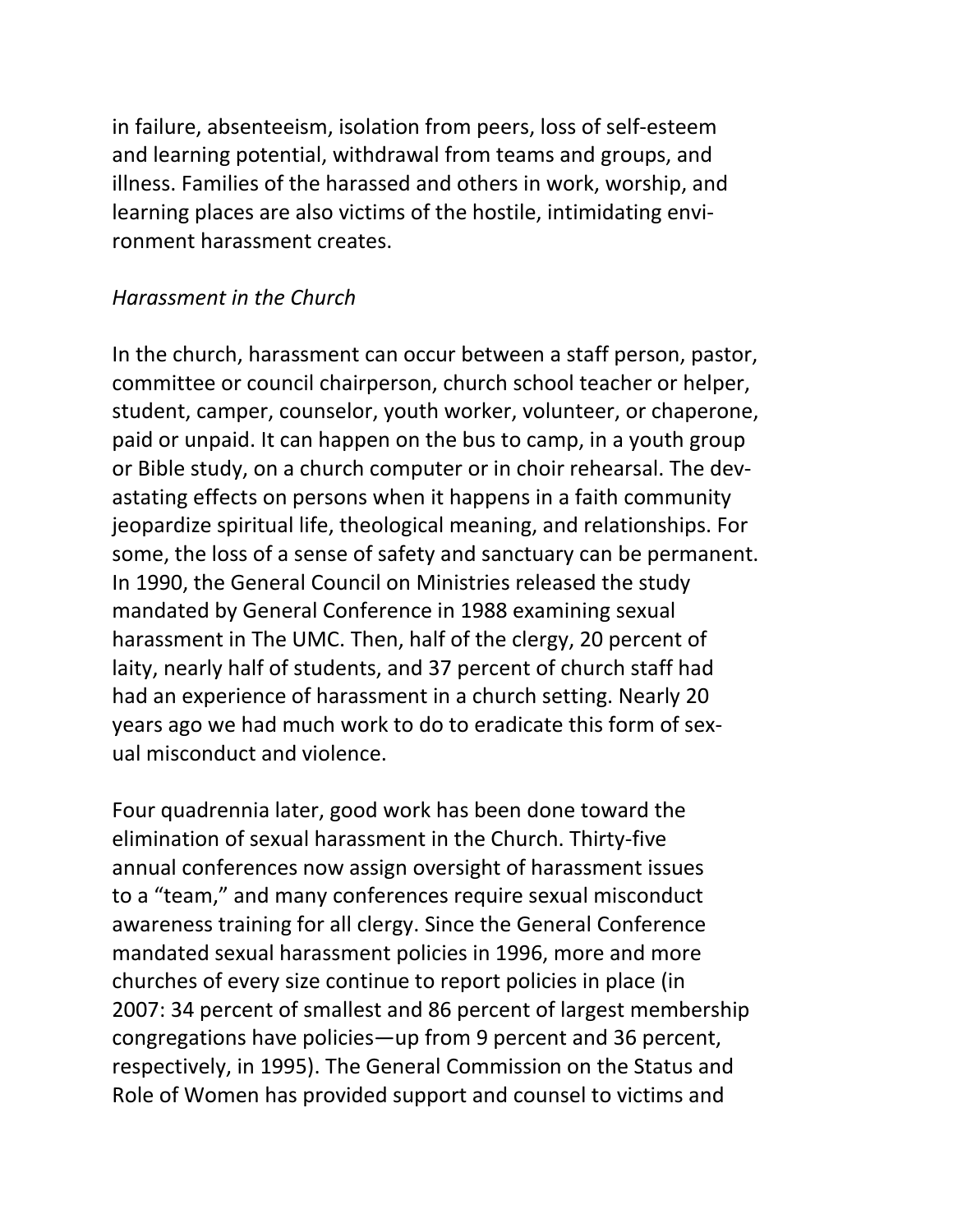in failure, absenteeism, isolation from peers, loss of self-esteem and learning potential, withdrawal from teams and groups, and illness. Families of the harassed and others in work, worship, and learning places are also victims of the hostile, intimidating environment harassment creates.

*Harassment in the Church*

In the church, harassment can occur between a staff person, pastor, committee or council chairperson, church school teacher or helper, student, camper, counselor, youth worker, volunteer, or chaperone, paid or unpaid. It can happen on the bus to camp, in a youth group or Bible study, on a church computer or in choir rehearsal. The devastating effects on persons when it happens in a faith community jeopardize spiritual life, theological meaning, and relationships. For some, the loss of a sense of safety and sanctuary can be permanent. In 1990, the General Council on Ministries released the study mandated by General Conference in 1988 examining sexual harassment in The UMC. Then, half of the clergy, 20 percent of laity, nearly half of students, and 37 percent of church staff had had an experience of harassment in a church setting. Nearly 20 years ago we had much work to do to eradicate this form of sexual misconduct and violence.

Four quadrennia later, good work has been done toward the elimination of sexual harassment in the Church. Thirty-five annual conferences now assign oversight of harassment issues to a "team," and many conferences require sexual misconduct awareness training for all clergy. Since the General Conference mandated sexual harassment policies in 1996, more and more churches of every size continue to report policies in place (in 2007: 34 percent of smallest and 86 percent of largest membership congregations have policies—up from 9 percent and 36 percent, respectively, in 1995). The General Commission on the Status and Role of Women has provided support and counsel to victims and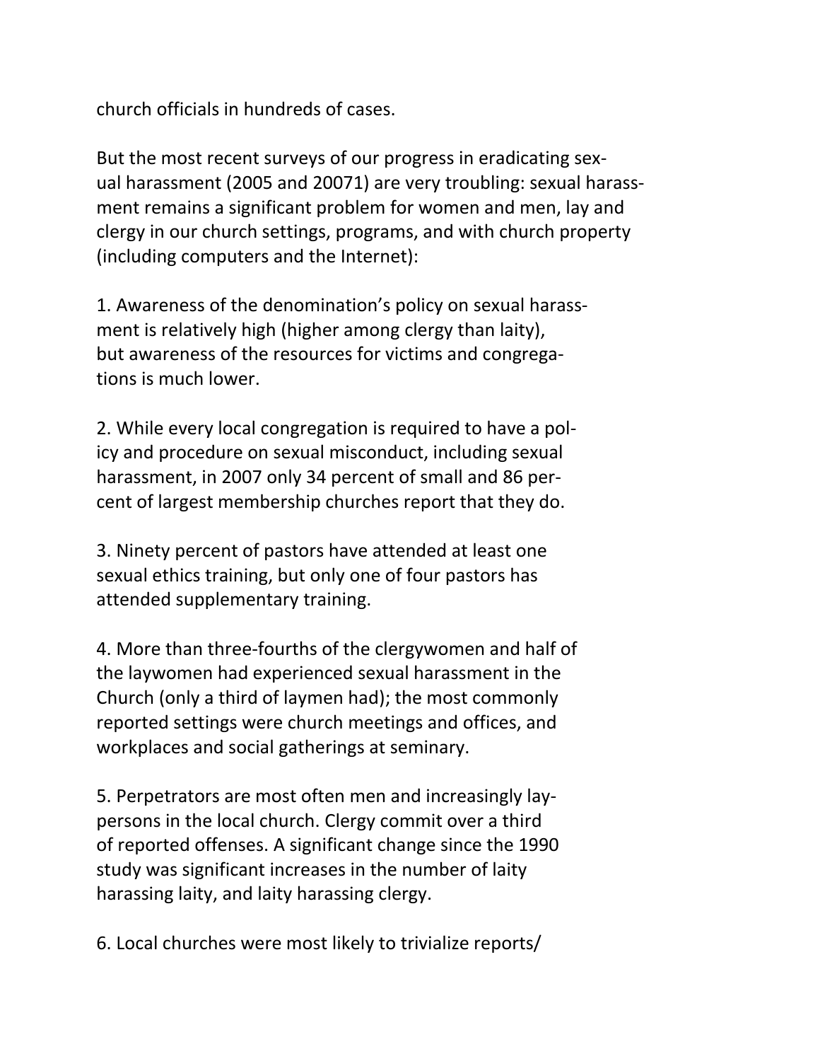church officials in hundreds of cases.

But the most recent surveys of our progress in eradicating sexual harassment (2005 and 2007[1]) are very troubling: sexual harassment remains a significant problem for women and men, lay and clergy in our church settings, programs, and with church property (including computers and the Internet):

1. Awareness of the denomination's policy on sexual harassment is relatively high (higher among clergy than laity), but awareness of the resources for victims and congregations is much lower.

2. While every local congregation is required to have a policy and procedure on sexual misconduct, including sexual harassment, in 2007 only 34 percent of small and 86 percent of largest membership churches report that they do.

3. Ninety percent of pastors have attended at least one sexual ethics training, but only one of four pastors has attended supplementary training.

4. More than three-fourths of the clergywomen and half of the laywomen had experienced sexual harassment in the Church (only a third of laymen had); the most commonly reported settings were church meetings and offices, and workplaces and social gatherings at seminary.

5. Perpetrators are most often men and increasingly laypersons in the local church. Clergy commit over a third of reported offenses. A significant change since the 1990 study was significant increases in the number of laity harassing laity, and laity harassing clergy.

6. Local churches were most likely to trivialize reports/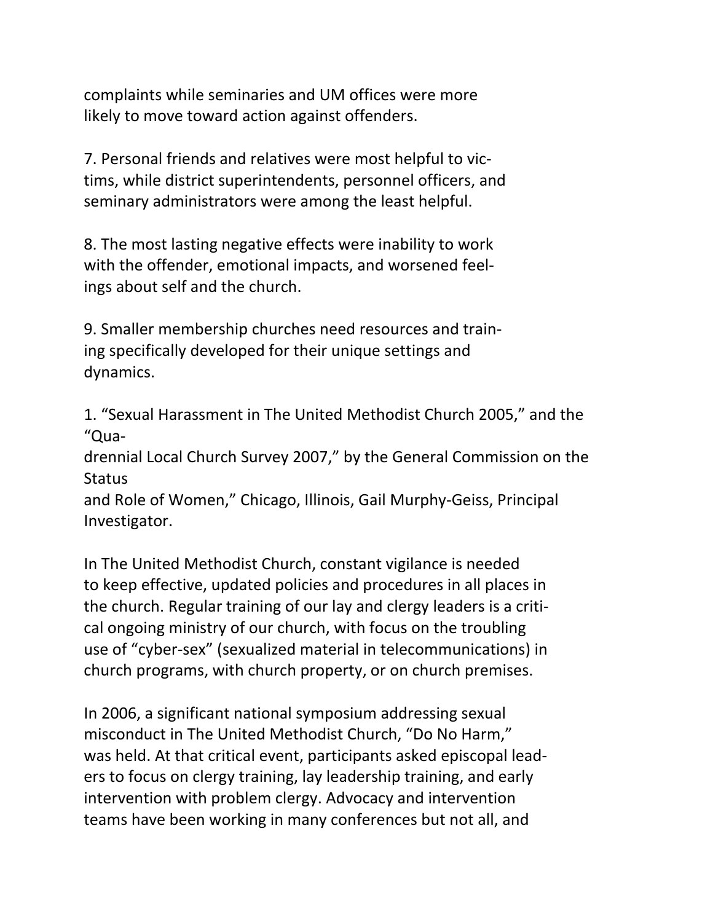complaints while seminaries and UM offices were more likely to move toward action against offenders.

7. Personal friends and relatives were most helpful to victims, while district superintendents, personnel officers, and seminary administrators were among the least helpful.

8. The most lasting negative effects were inability to work with the offender, emotional impacts, and worsened feelings about self and the church.

9. Smaller membership churches need resources and training specifically developed for their unique settings and dynamics.

1. “Sexual Harassment in The United Methodist Church 2005,” and the “Quadrennial Local Church Survey 2007,” by the General Commission on the Status and Role of Women,” Chicago, Illinois, Gail Murphy-Geiss, Principal Investigator.

In The United Methodist Church, constant vigilance is needed to keep effective, updated policies and procedures in all places in the church. Regular training of our lay and clergy leaders is a critical ongoing ministry of our church, with focus on the troubling use of “cyber-sex” (sexualized material in telecommunications) in church programs, with church property, or on church premises.

In 2006, a significant national symposium addressing sexual misconduct in The United Methodist Church, “Do No Harm,” was held. At that critical event, participants asked episcopal leaders to focus on clergy training, lay leadership training, and early intervention with problem clergy. Advocacy and intervention teams have been working in many conferences but not all, and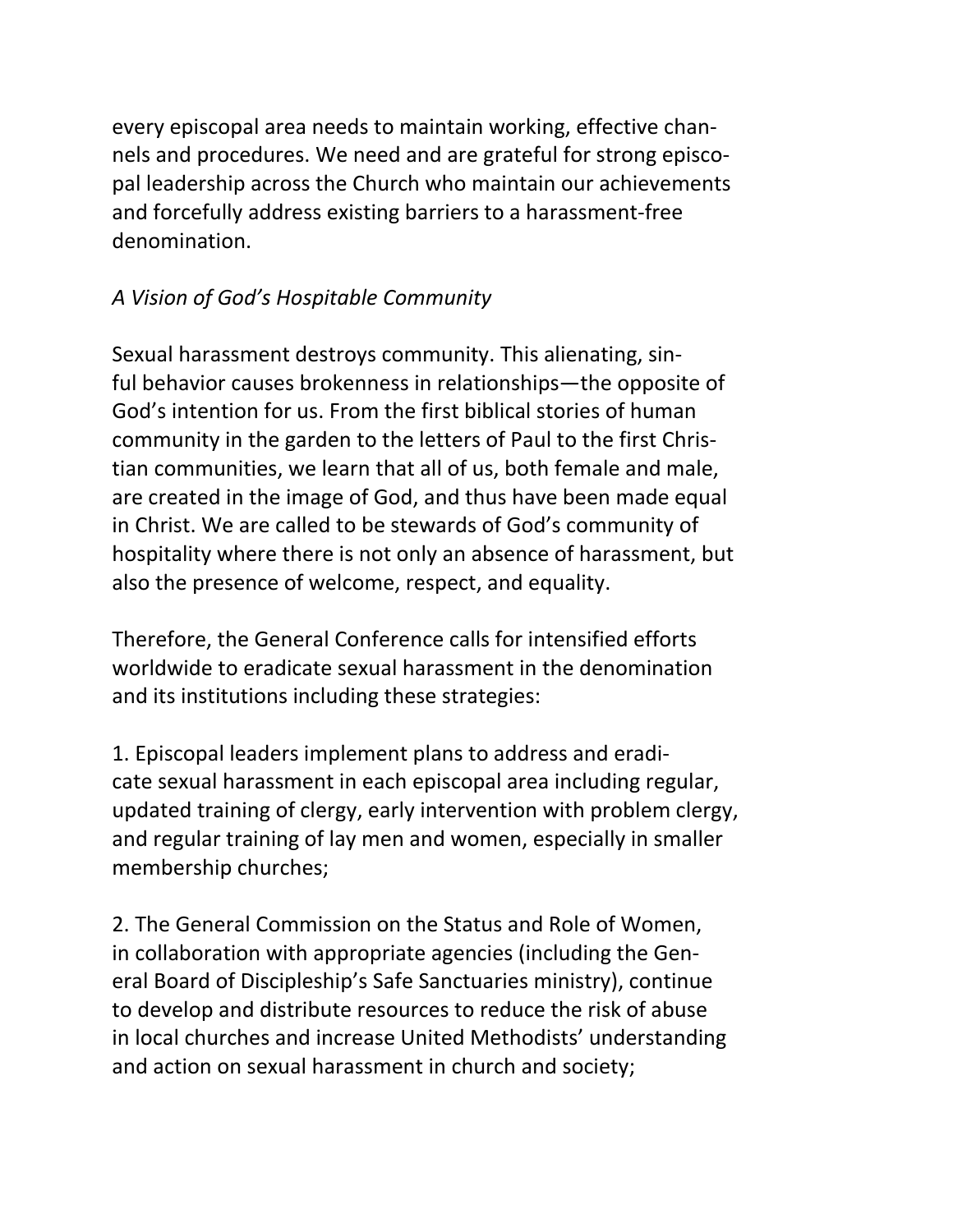every episcopal area needs to maintain working, effective channels and procedures. We need and are grateful for strong episcopal leadership across the Church who maintain our achievements and forcefully address existing barriers to a harassment-free denomination.

*A Vision of God's Hospitable Community*

Sexual harassment destroys community. This alienating, sinful behavior causes brokenness in relationships—the opposite of God's intention for us. From the first biblical stories of human community in the garden to the letters of Paul to the first Christian communities, we learn that all of us, both female and male, are created in the image of God, and thus have been made equal in Christ. We are called to be stewards of God's community of hospitality where there is not only an absence of harassment, but also the presence of welcome, respect, and equality.

Therefore, the General Conference calls for intensified efforts worldwide to eradicate sexual harassment in the denomination and its institutions including these strategies:

1. Episcopal leaders implement plans to address and eradicate sexual harassment in each episcopal area including regular, updated training of clergy, early intervention with problem clergy, and regular training of lay men and women, especially in smaller membership churches;

2. The General Commission on the Status and Role of Women, in collaboration with appropriate agencies (including the General Board of Discipleship's Safe Sanctuaries ministry), continue to develop and distribute resources to reduce the risk of abuse in local churches and increase United Methodists' understanding and action on sexual harassment in church and society;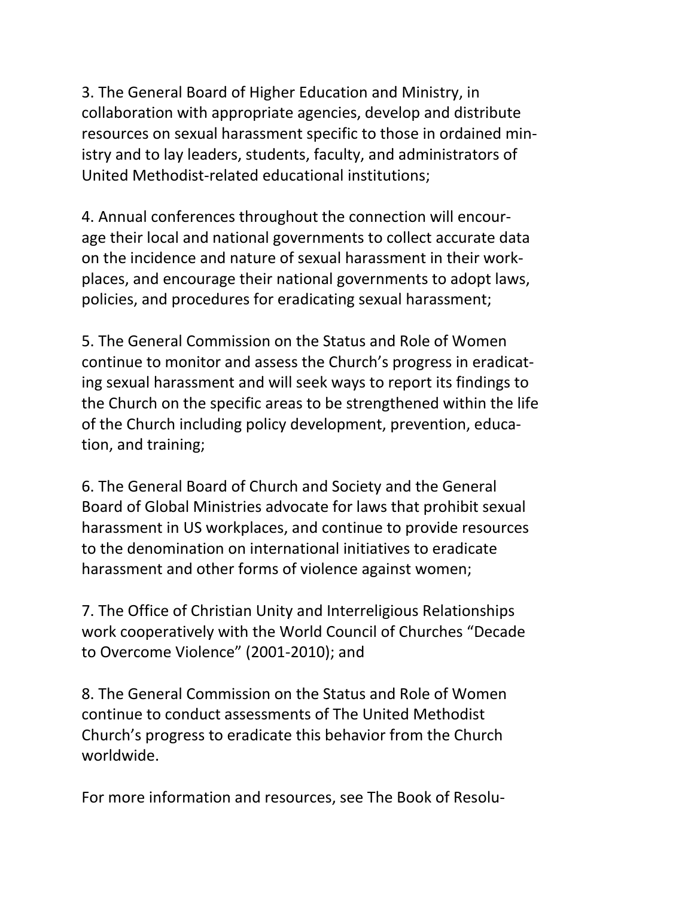3. The General Board of Higher Education and Ministry, in collaboration with appropriate agencies, develop and distribute resources on sexual harassment specific to those in ordained ministry and to lay leaders, students, faculty, and administrators of United Methodist-related educational institutions;

4. Annual conferences throughout the connection will encourage their local and national governments to collect accurate data on the incidence and nature of sexual harassment in their workplaces, and encourage their national governments to adopt laws, policies, and procedures for eradicating sexual harassment;

5. The General Commission on the Status and Role of Women continue to monitor and assess the Church's progress in eradicating sexual harassment and will seek ways to report its findings to the Church on the specific areas to be strengthened within the life of the Church including policy development, prevention, education, and training;

6. The General Board of Church and Society and the General Board of Global Ministries advocate for laws that prohibit sexual harassment in US workplaces, and continue to provide resources to the denomination on international initiatives to eradicate harassment and other forms of violence against women;

7. The Office of Christian Unity and Interreligious Relationships work cooperatively with the World Council of Churches "Decade to Overcome Violence" (2001-2010); and

8. The General Commission on the Status and Role of Women continue to conduct assessments of The United Methodist Church's progress to eradicate this behavior from the Church worldwide.

For more information and resources, see The Book of Resolu-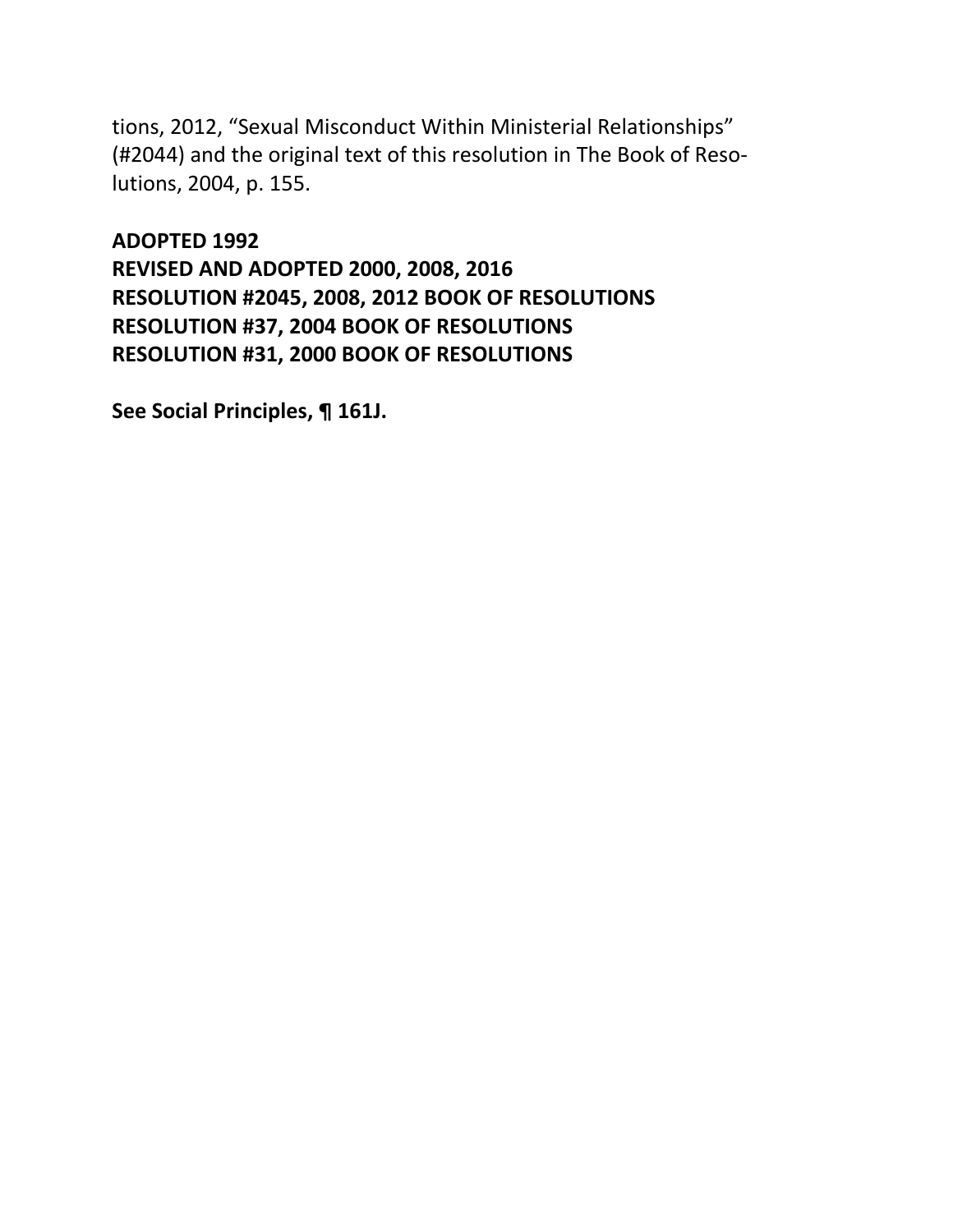tions, 2012, “Sexual Misconduct Within Ministerial Relationships” (#2044) and the original text of this resolution in The Book of Resolutions, 2004, p. 155.

**ADOPTED 1992**
**REVISED AND ADOPTED 2000, 2008, 2016**
**RESOLUTION #2045, 2008, 2012 BOOK OF RESOLUTIONS**
**RESOLUTION #37, 2004 BOOK OF RESOLUTIONS**
**RESOLUTION #31, 2000 BOOK OF RESOLUTIONS**

**See Social Principles, ¶ 161J.**